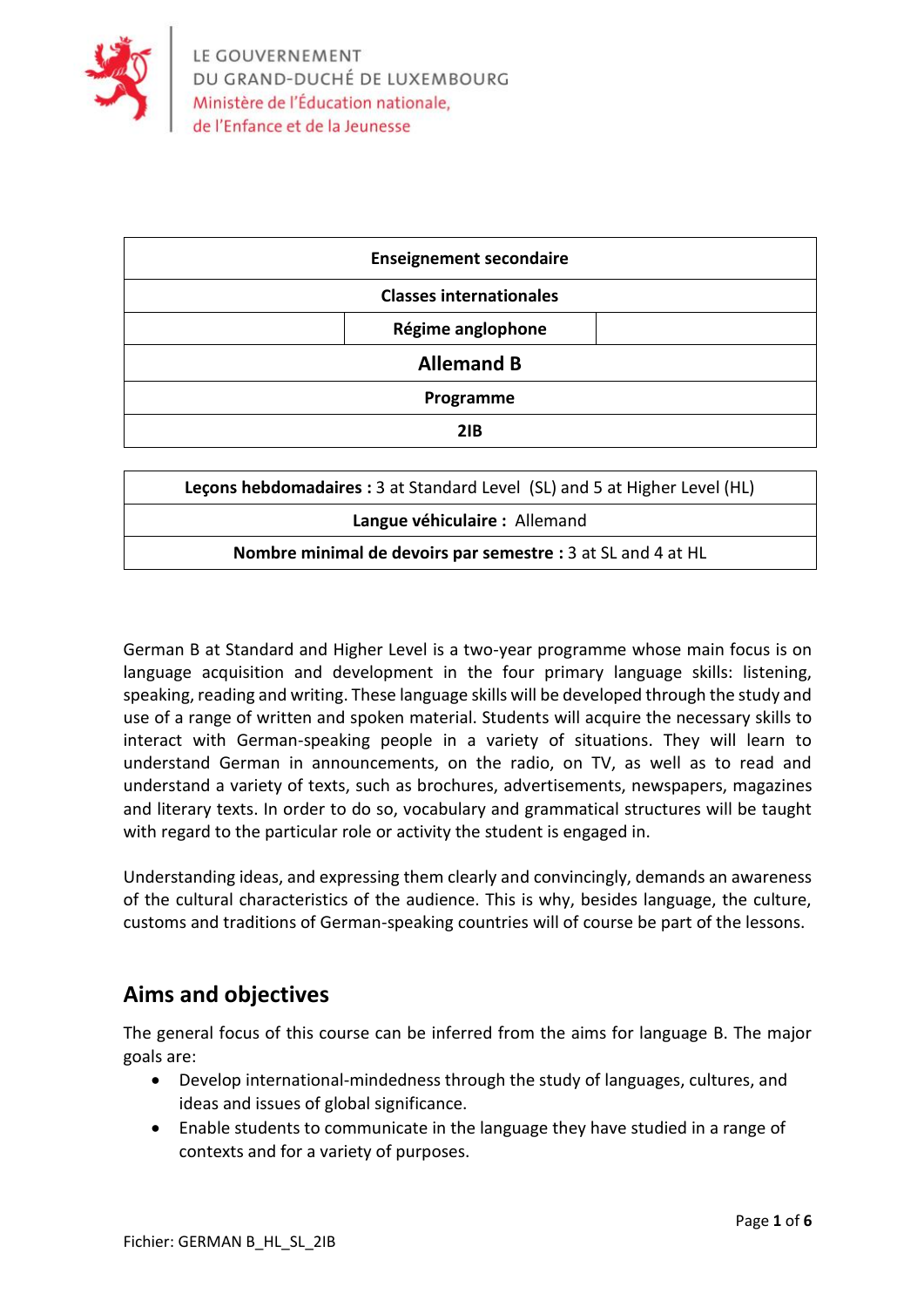LE GOUVERNEMENT
DU GRAND-DUCHÉ DE LUXEMBOURG
Ministère de l'Éducation nationale,
de l'Enfance et de la Jeunesse

| Enseignement secondaire |
| --- |
| Classes internationales |
| Régime anglophone |
| Allemand B |
| Programme |
| 2IB |

| **Leçons hebdomadaires :** 3 at Standard Level (SL) and 5 at Higher Level (HL) |
| --- |
| **Langue véhiculaire :** Allemand |
| **Nombre minimal de devoirs par semestre :** 3 at SL and 4 at HL |

German B at Standard and Higher Level is a two-year programme whose main focus is on language acquisition and development in the four primary language skills: listening, speaking, reading and writing. These language skills will be developed through the study and use of a range of written and spoken material. Students will acquire the necessary skills to interact with German-speaking people in a variety of situations. They will learn to understand German in announcements, on the radio, on TV, as well as to read and understand a variety of texts, such as brochures, advertisements, newspapers, magazines and literary texts. In order to do so, vocabulary and grammatical structures will be taught with regard to the particular role or activity the student is engaged in.

Understanding ideas, and expressing them clearly and convincingly, demands an awareness of the cultural characteristics of the audience. This is why, besides language, the culture, customs and traditions of German-speaking countries will of course be part of the lessons.

## Aims and objectives

The general focus of this course can be inferred from the aims for language B. The major goals are:

- Develop international-mindedness through the study of languages, cultures, and ideas and issues of global significance.
- Enable students to communicate in the language they have studied in a range of contexts and for a variety of purposes.

Fichier: GERMAN B_HL_SL_2IB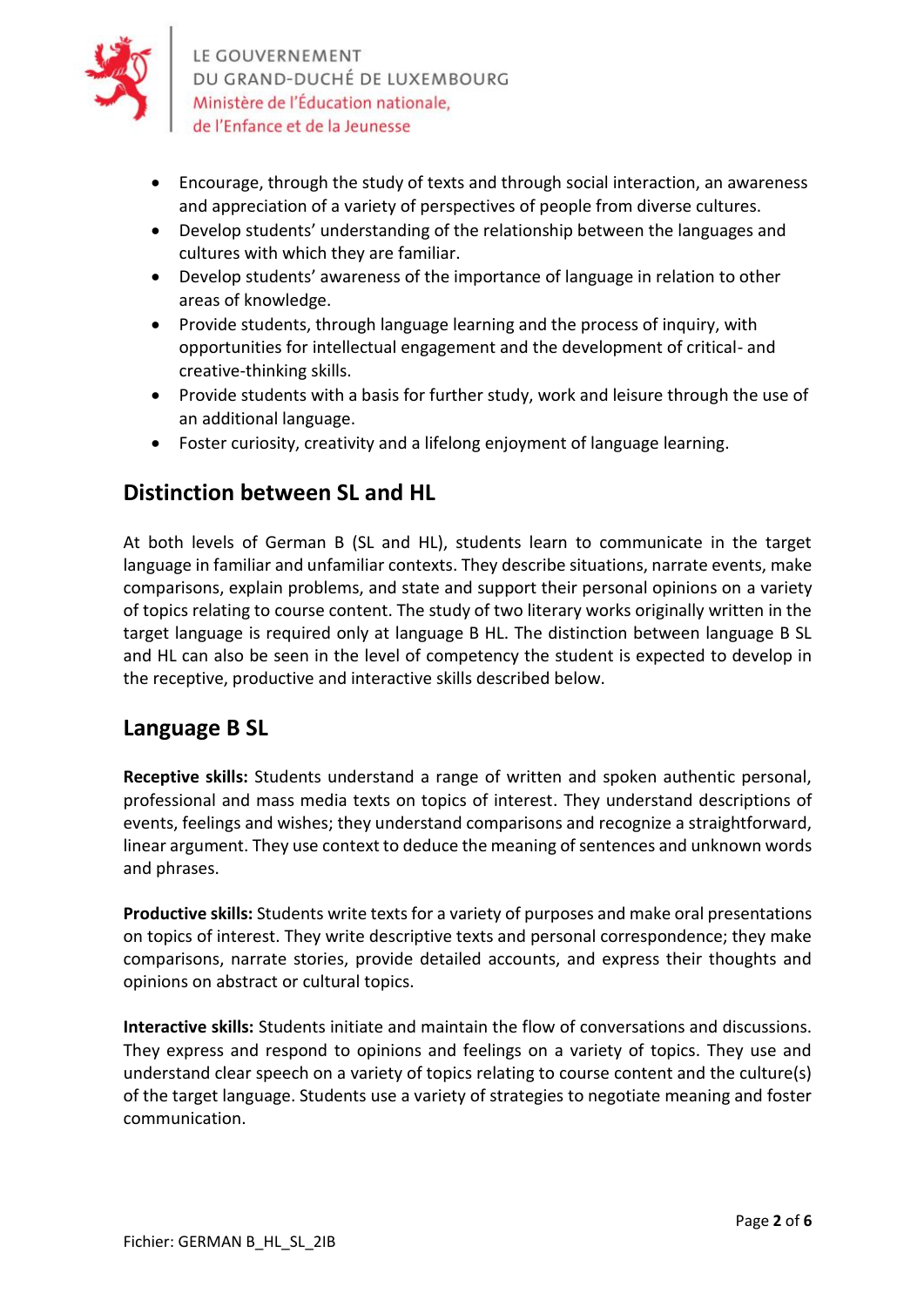- Encourage, through the study of texts and through social interaction, an awareness and appreciation of a variety of perspectives of people from diverse cultures.
- Develop students' understanding of the relationship between the languages and cultures with which they are familiar.
- Develop students' awareness of the importance of language in relation to other areas of knowledge.
- Provide students, through language learning and the process of inquiry, with opportunities for intellectual engagement and the development of critical- and creative-thinking skills.
- Provide students with a basis for further study, work and leisure through the use of an additional language.
- Foster curiosity, creativity and a lifelong enjoyment of language learning.

## Distinction between SL and HL

At both levels of German B (SL and HL), students learn to communicate in the target language in familiar and unfamiliar contexts. They describe situations, narrate events, make comparisons, explain problems, and state and support their personal opinions on a variety of topics relating to course content. The study of two literary works originally written in the target language is required only at language B HL. The distinction between language B SL and HL can also be seen in the level of competency the student is expected to develop in the receptive, productive and interactive skills described below.

## Language B SL

**Receptive skills:** Students understand a range of written and spoken authentic personal, professional and mass media texts on topics of interest. They understand descriptions of events, feelings and wishes; they understand comparisons and recognize a straightforward, linear argument. They use context to deduce the meaning of sentences and unknown words and phrases.

**Productive skills:** Students write texts for a variety of purposes and make oral presentations on topics of interest. They write descriptive texts and personal correspondence; they make comparisons, narrate stories, provide detailed accounts, and express their thoughts and opinions on abstract or cultural topics.

**Interactive skills:** Students initiate and maintain the flow of conversations and discussions. They express and respond to opinions and feelings on a variety of topics. They use and understand clear speech on a variety of topics relating to course content and the culture(s) of the target language. Students use a variety of strategies to negotiate meaning and foster communication.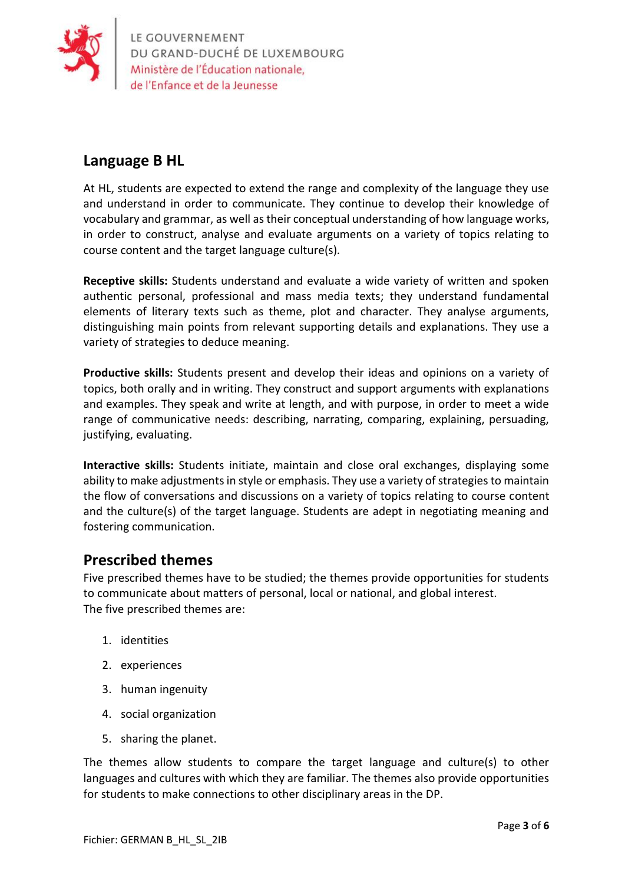## Language B HL

At HL, students are expected to extend the range and complexity of the language they use and understand in order to communicate. They continue to develop their knowledge of vocabulary and grammar, as well as their conceptual understanding of how language works, in order to construct, analyse and evaluate arguments on a variety of topics relating to course content and the target language culture(s).

**Receptive skills:** Students understand and evaluate a wide variety of written and spoken authentic personal, professional and mass media texts; they understand fundamental elements of literary texts such as theme, plot and character. They analyse arguments, distinguishing main points from relevant supporting details and explanations. They use a variety of strategies to deduce meaning.

**Productive skills:** Students present and develop their ideas and opinions on a variety of topics, both orally and in writing. They construct and support arguments with explanations and examples. They speak and write at length, and with purpose, in order to meet a wide range of communicative needs: describing, narrating, comparing, explaining, persuading, justifying, evaluating.

**Interactive skills:** Students initiate, maintain and close oral exchanges, displaying some ability to make adjustments in style or emphasis. They use a variety of strategies to maintain the flow of conversations and discussions on a variety of topics relating to course content and the culture(s) of the target language. Students are adept in negotiating meaning and fostering communication.

## Prescribed themes

Five prescribed themes have to be studied; the themes provide opportunities for students to communicate about matters of personal, local or national, and global interest.
The five prescribed themes are:

1. identities
2. experiences
3. human ingenuity
4. social organization
5. sharing the planet.

The themes allow students to compare the target language and culture(s) to other languages and cultures with which they are familiar. The themes also provide opportunities for students to make connections to other disciplinary areas in the DP.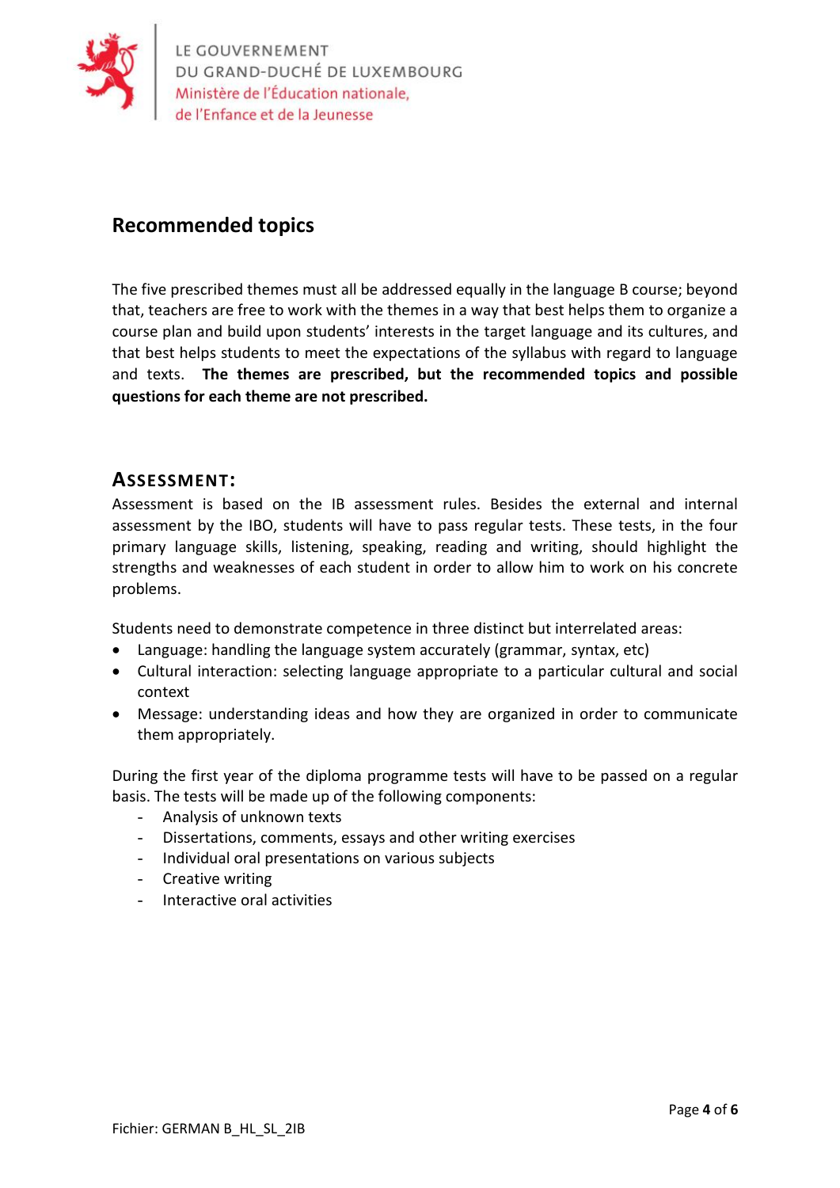## Recommended topics

The five prescribed themes must all be addressed equally in the language B course; beyond that, teachers are free to work with the themes in a way that best helps them to organize a course plan and build upon students' interests in the target language and its cultures, and that best helps students to meet the expectations of the syllabus with regard to language and texts. **The themes are prescribed, but the recommended topics and possible questions for each theme are not prescribed.**

## ASSESSMENT:

Assessment is based on the IB assessment rules. Besides the external and internal assessment by the IBO, students will have to pass regular tests. These tests, in the four primary language skills, listening, speaking, reading and writing, should highlight the strengths and weaknesses of each student in order to allow him to work on his concrete problems.

Students need to demonstrate competence in three distinct but interrelated areas:

- Language: handling the language system accurately (grammar, syntax, etc)
- Cultural interaction: selecting language appropriate to a particular cultural and social context
- Message: understanding ideas and how they are organized in order to communicate them appropriately.

During the first year of the diploma programme tests will have to be passed on a regular basis. The tests will be made up of the following components:

- Analysis of unknown texts
- Dissertations, comments, essays and other writing exercises
- Individual oral presentations on various subjects
- Creative writing
- Interactive oral activities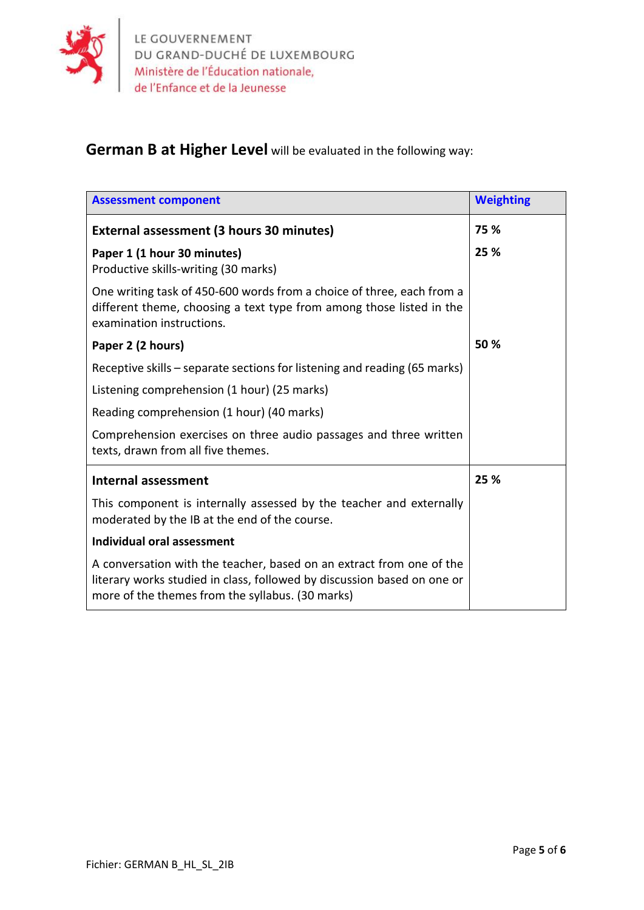**German B at Higher Level** will be evaluated in the following way:

| Assessment component | Weighting |
|---|---|
| **External assessment (3 hours 30 minutes)** | **75 %** |
| **Paper 1 (1 hour 30 minutes)**<br>Productive skills-writing (30 marks)<br><br>One writing task of 450-600 words from a choice of three, each from a different theme, choosing a text type from among those listed in the examination instructions. | **25 %** |
| **Paper 2 (2 hours)**<br><br>Receptive skills – separate sections for listening and reading (65 marks)<br><br>Listening comprehension (1 hour) (25 marks)<br><br>Reading comprehension (1 hour) (40 marks)<br><br>Comprehension exercises on three audio passages and three written texts, drawn from all five themes. | **50 %** |
| **Internal assessment**<br><br>This component is internally assessed by the teacher and externally moderated by the IB at the end of the course.<br><br>**Individual oral assessment**<br><br>A conversation with the teacher, based on an extract from one of the literary works studied in class, followed by discussion based on one or more of the themes from the syllabus. (30 marks) | **25 %** |

Fichier: GERMAN B_HL_SL_2IB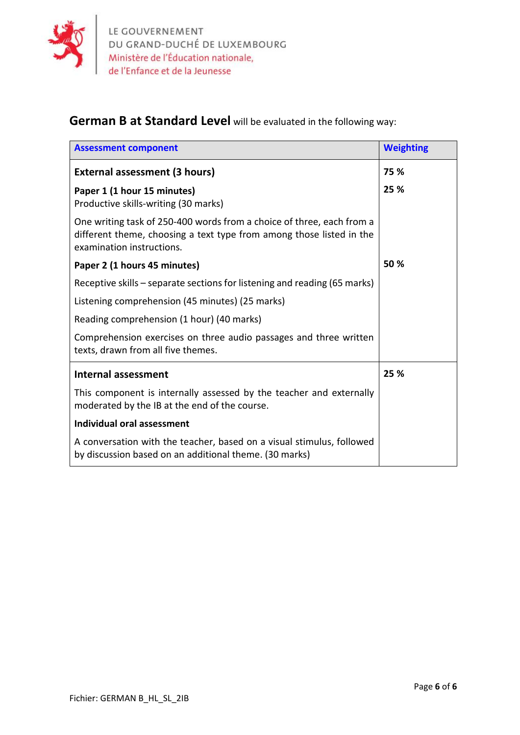**German B at Standard Level** will be evaluated in the following way:

| Assessment component | Weighting |
|---|---|
| **External assessment (3 hours)** | **75 %** |
| **Paper 1 (1 hour 15 minutes)**<br>Productive skills-writing (30 marks)<br><br>One writing task of 250-400 words from a choice of three, each from a different theme, choosing a text type from among those listed in the examination instructions. | **25 %** |
| **Paper 2 (1 hours 45 minutes)**<br><br>Receptive skills – separate sections for listening and reading (65 marks)<br><br>Listening comprehension (45 minutes) (25 marks)<br><br>Reading comprehension (1 hour) (40 marks)<br><br>Comprehension exercises on three audio passages and three written texts, drawn from all five themes. | **50 %** |
| **Internal assessment**<br><br>This component is internally assessed by the teacher and externally moderated by the IB at the end of the course.<br><br>**Individual oral assessment**<br><br>A conversation with the teacher, based on a visual stimulus, followed by discussion based on an additional theme. (30 marks) | **25 %** |

Fichier: GERMAN B_HL_SL_2IB